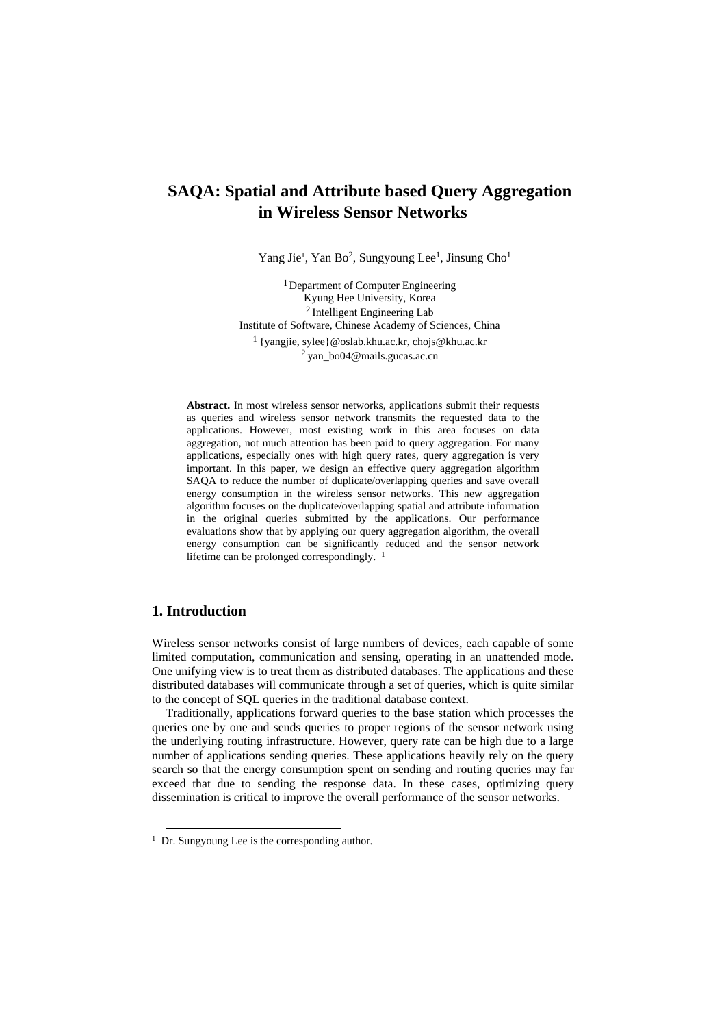# SAQA: Spatial and Attribute based Query Aggregation in Wireless Sensor Networks

Yang Jie[1], Yan Bo[2], Sungyoung Lee[1], Jinsung Cho[1]

[1] Department of Computer Engineering
Kyung Hee University, Korea
[2] Intelligent Engineering Lab
Institute of Software, Chinese Academy of Sciences, China
[1] {yangjie, sylee}@oslab.khu.ac.kr, chojs@khu.ac.kr
[2] yan_bo04@mails.gucas.ac.cn

**Abstract.** In most wireless sensor networks, applications submit their requests as queries and wireless sensor network transmits the requested data to the applications. However, most existing work in this area focuses on data aggregation, not much attention has been paid to query aggregation. For many applications, especially ones with high query rates, query aggregation is very important. In this paper, we design an effective query aggregation algorithm SAQA to reduce the number of duplicate/overlapping queries and save overall energy consumption in the wireless sensor networks. This new aggregation algorithm focuses on the duplicate/overlapping spatial and attribute information in the original queries submitted by the applications. Our performance evaluations show that by applying our query aggregation algorithm, the overall energy consumption can be significantly reduced and the sensor network lifetime can be prolonged correspondingly. [1]

## 1. Introduction

Wireless sensor networks consist of large numbers of devices, each capable of some limited computation, communication and sensing, operating in an unattended mode. One unifying view is to treat them as distributed databases. The applications and these distributed databases will communicate through a set of queries, which is quite similar to the concept of SQL queries in the traditional database context.

Traditionally, applications forward queries to the base station which processes the queries one by one and sends queries to proper regions of the sensor network using the underlying routing infrastructure. However, query rate can be high due to a large number of applications sending queries. These applications heavily rely on the query search so that the energy consumption spent on sending and routing queries may far exceed that due to sending the response data. In these cases, optimizing query dissemination is critical to improve the overall performance of the sensor networks.

[1] Dr. Sungyoung Lee is the corresponding author.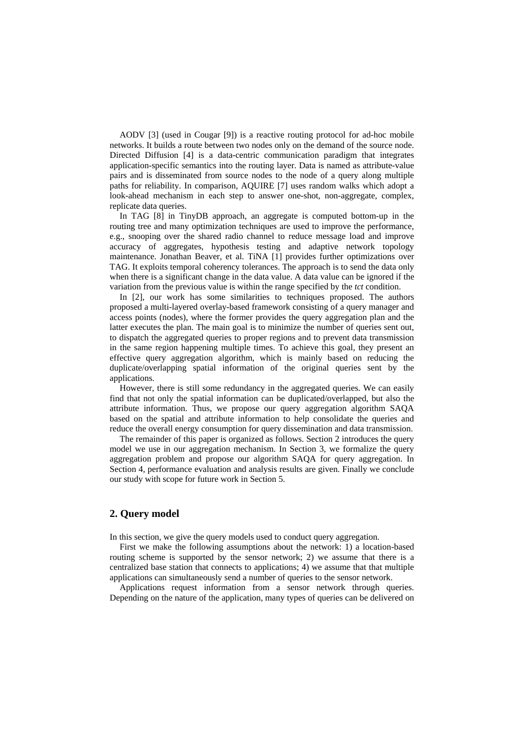AODV [3] (used in Cougar [9]) is a reactive routing protocol for ad-hoc mobile networks. It builds a route between two nodes only on the demand of the source node. Directed Diffusion [4] is a data-centric communication paradigm that integrates application-specific semantics into the routing layer. Data is named as attribute-value pairs and is disseminated from source nodes to the node of a query along multiple paths for reliability. In comparison, AQUIRE [7] uses random walks which adopt a look-ahead mechanism in each step to answer one-shot, non-aggregate, complex, replicate data queries.

In TAG [8] in TinyDB approach, an aggregate is computed bottom-up in the routing tree and many optimization techniques are used to improve the performance, e.g., snooping over the shared radio channel to reduce message load and improve accuracy of aggregates, hypothesis testing and adaptive network topology maintenance. Jonathan Beaver, et al. TiNA [1] provides further optimizations over TAG. It exploits temporal coherency tolerances. The approach is to send the data only when there is a significant change in the data value. A data value can be ignored if the variation from the previous value is within the range specified by the *tct* condition.

In [2], our work has some similarities to techniques proposed. The authors proposed a multi-layered overlay-based framework consisting of a query manager and access points (nodes), where the former provides the query aggregation plan and the latter executes the plan. The main goal is to minimize the number of queries sent out, to dispatch the aggregated queries to proper regions and to prevent data transmission in the same region happening multiple times. To achieve this goal, they present an effective query aggregation algorithm, which is mainly based on reducing the duplicate/overlapping spatial information of the original queries sent by the applications.

However, there is still some redundancy in the aggregated queries. We can easily find that not only the spatial information can be duplicated/overlapped, but also the attribute information. Thus, we propose our query aggregation algorithm SAQA based on the spatial and attribute information to help consolidate the queries and reduce the overall energy consumption for query dissemination and data transmission.

The remainder of this paper is organized as follows. Section 2 introduces the query model we use in our aggregation mechanism. In Section 3, we formalize the query aggregation problem and propose our algorithm SAQA for query aggregation. In Section 4, performance evaluation and analysis results are given. Finally we conclude our study with scope for future work in Section 5.

## 2. Query model

In this section, we give the query models used to conduct query aggregation.

First we make the following assumptions about the network: 1) a location-based routing scheme is supported by the sensor network; 2) we assume that there is a centralized base station that connects to applications; 4) we assume that that multiple applications can simultaneously send a number of queries to the sensor network.

Applications request information from a sensor network through queries. Depending on the nature of the application, many types of queries can be delivered on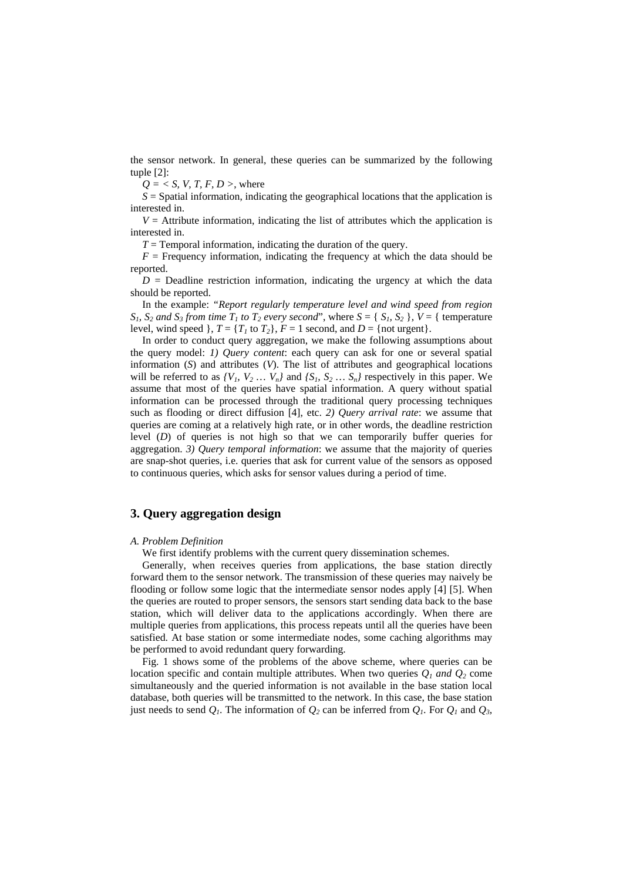the sensor network. In general, these queries can be summarized by the following tuple [2]:

$Q = < S, V, T, F, D >$, where

$S$ = Spatial information, indicating the geographical locations that the application is interested in.

$V$ = Attribute information, indicating the list of attributes which the application is interested in.

$T$ = Temporal information, indicating the duration of the query.

$F$ = Frequency information, indicating the frequency at which the data should be reported.

$D$ = Deadline restriction information, indicating the urgency at which the data should be reported.

In the example: *"Report regularly temperature level and wind speed from region $S_1$, $S_2$ and $S_3$ from time $T_1$ to $T_2$ every second"*, where $S$ = { $S_1$, $S_2$ }, $V$ = { temperature level, wind speed }, $T$ = {$T_1$ to $T_2$}, $F$ = 1 second, and $D$ = {not urgent}.

In order to conduct query aggregation, we make the following assumptions about the query model: *1) Query content*: each query can ask for one or several spatial information ($S$) and attributes ($V$). The list of attributes and geographical locations will be referred to as $\{V_1, V_2 \ldots V_n\}$ and $\{S_1, S_2 \ldots S_n\}$ respectively in this paper. We assume that most of the queries have spatial information. A query without spatial information can be processed through the traditional query processing techniques such as flooding or direct diffusion [4], etc. *2) Query arrival rate*: we assume that queries are coming at a relatively high rate, or in other words, the deadline restriction level ($D$) of queries is not high so that we can temporarily buffer queries for aggregation. *3) Query temporal information*: we assume that the majority of queries are snap-shot queries, i.e. queries that ask for current value of the sensors as opposed to continuous queries, which asks for sensor values during a period of time.

## 3. Query aggregation design

*A. Problem Definition*

We first identify problems with the current query dissemination schemes.

Generally, when receives queries from applications, the base station directly forward them to the sensor network. The transmission of these queries may naively be flooding or follow some logic that the intermediate sensor nodes apply [4] [5]. When the queries are routed to proper sensors, the sensors start sending data back to the base station, which will deliver data to the applications accordingly. When there are multiple queries from applications, this process repeats until all the queries have been satisfied. At base station or some intermediate nodes, some caching algorithms may be performed to avoid redundant query forwarding.

Fig. 1 shows some of the problems of the above scheme, where queries can be location specific and contain multiple attributes. When two queries $Q_1$ *and* $Q_2$ come simultaneously and the queried information is not available in the base station local database, both queries will be transmitted to the network. In this case, the base station just needs to send $Q_1$. The information of $Q_2$ can be inferred from $Q_1$. For $Q_1$ and $Q_3$,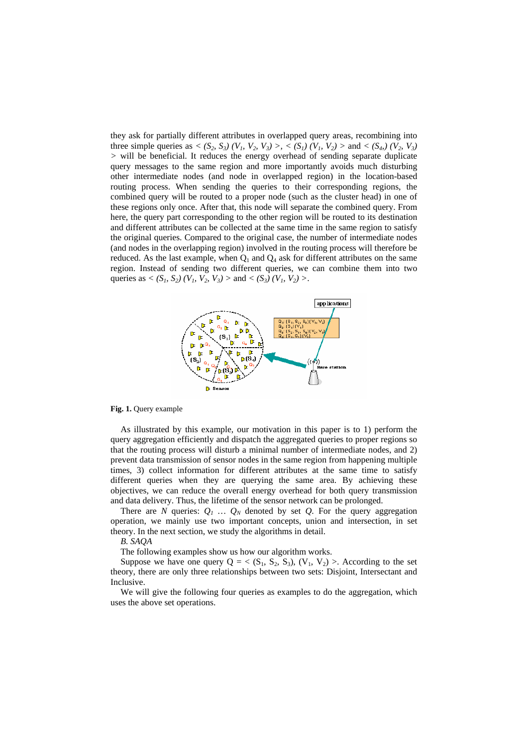they ask for partially different attributes in overlapped query areas, recombining into three simple queries as < $(S_2, S_3)$ $(V_1, V_2, V_3)$ >, < $(S_1)$ $(V_1, V_2)$ > and < $(S_4,)$ $(V_2, V_3)$ > will be beneficial. It reduces the energy overhead of sending separate duplicate query messages to the same region and more importantly avoids much disturbing other intermediate nodes (and node in overlapped region) in the location-based routing process. When sending the queries to their corresponding regions, the combined query will be routed to a proper node (such as the cluster head) in one of these regions only once. After that, this node will separate the combined query. From here, the query part corresponding to the other region will be routed to its destination and different attributes can be collected at the same time in the same region to satisfy the original queries. Compared to the original case, the number of intermediate nodes (and nodes in the overlapping region) involved in the routing process will therefore be reduced. As the last example, when $Q_1$ and $Q_4$ ask for different attributes on the same region. Instead of sending two different queries, we can combine them into two queries as < $(S_1, S_2)$ $(V_1, V_2, V_3)$ > and < $(S_3)$ $(V_1, V_2)$ >.

**Fig. 1.** Query example

As illustrated by this example, our motivation in this paper is to 1) perform the query aggregation efficiently and dispatch the aggregated queries to proper regions so that the routing process will disturb a minimal number of intermediate nodes, and 2) prevent data transmission of sensor nodes in the same region from happening multiple times, 3) collect information for different attributes at the same time to satisfy different queries when they are querying the same area. By achieving these objectives, we can reduce the overall energy overhead for both query transmission and data delivery. Thus, the lifetime of the sensor network can be prolonged.

There are $N$ queries: $Q_1$ … $Q_N$ denoted by set $Q$. For the query aggregation operation, we mainly use two important concepts, union and intersection, in set theory. In the next section, we study the algorithms in detail.

*B. SAQA*

The following examples show us how our algorithm works.

Suppose we have one query Q = < $(S_1, S_2, S_3)$, $(V_1, V_2)$ >. According to the set theory, there are only three relationships between two sets: Disjoint, Intersectant and Inclusive.

We will give the following four queries as examples to do the aggregation, which uses the above set operations.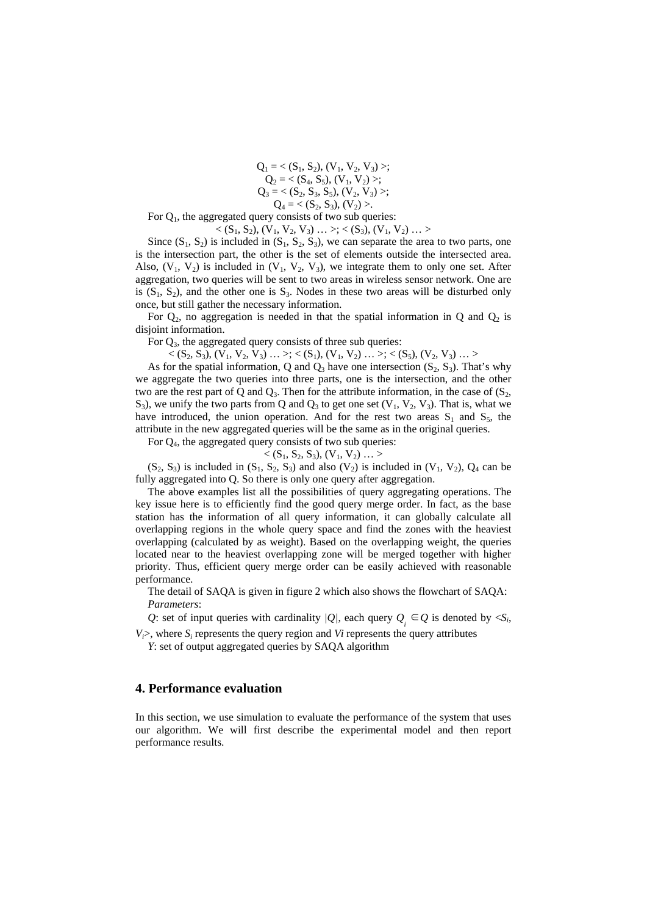$$Q_1 = < (S_1, S_2), (V_1, V_2, V_3) >;$$
$$Q_2 = < (S_4, S_5), (V_1, V_2) >;$$
$$Q_3 = < (S_2, S_3, S_5), (V_2, V_3) >;$$
$$Q_4 = < (S_2, S_3), (V_2) >.$$

For $Q_1$, the aggregated query consists of two sub queries:

$$< (S_1, S_2), (V_1, V_2, V_3) \ldots >; < (S_3), (V_1, V_2) \ldots >$$

Since $(S_1, S_2)$ is included in $(S_1, S_2, S_3)$, we can separate the area to two parts, one is the intersection part, the other is the set of elements outside the intersected area. Also, $(V_1, V_2)$ is included in $(V_1, V_2, V_3)$, we integrate them to only one set. After aggregation, two queries will be sent to two areas in wireless sensor network. One are is $(S_1, S_2)$, and the other one is $S_3$. Nodes in these two areas will be disturbed only once, but still gather the necessary information.

For $Q_2$, no aggregation is needed in that the spatial information in Q and $Q_2$ is disjoint information.

For $Q_3$, the aggregated query consists of three sub queries:

$$< (S_2, S_3), (V_1, V_2, V_3) \ldots >; < (S_1), (V_1, V_2) \ldots >; < (S_5), (V_2, V_3) \ldots >$$

As for the spatial information, Q and $Q_3$ have one intersection $(S_2, S_3)$. That's why we aggregate the two queries into three parts, one is the intersection, and the other two are the rest part of Q and $Q_3$. Then for the attribute information, in the case of $(S_2, S_3)$, we unify the two parts from Q and $Q_3$ to get one set $(V_1, V_2, V_3)$. That is, what we have introduced, the union operation. And for the rest two areas $S_1$ and $S_5$, the attribute in the new aggregated queries will be the same as in the original queries.

For $Q_4$, the aggregated query consists of two sub queries:

$$< (S_1, S_2, S_3), (V_1, V_2) \ldots >$$

$(S_2, S_3)$ is included in $(S_1, S_2, S_3)$ and also $(V_2)$ is included in $(V_1, V_2)$, $Q_4$ can be fully aggregated into Q. So there is only one query after aggregation.

The above examples list all the possibilities of query aggregating operations. The key issue here is to efficiently find the good query merge order. In fact, as the base station has the information of all query information, it can globally calculate all overlapping regions in the whole query space and find the zones with the heaviest overlapping (calculated by as weight). Based on the overlapping weight, the queries located near to the heaviest overlapping zone will be merged together with higher priority. Thus, efficient query merge order can be easily achieved with reasonable performance.

The detail of SAQA is given in figure 2 which also shows the flowchart of SAQA:

*Parameters*:

*Q*: set of input queries with cardinality $|Q|$, each query $Q_i \in Q$ is denoted by $<S_i, V_i>$, where $S_i$ represents the query region and $V_i$ represents the query attributes

*Y*: set of output aggregated queries by SAQA algorithm

## 4. Performance evaluation

In this section, we use simulation to evaluate the performance of the system that uses our algorithm. We will first describe the experimental model and then report performance results.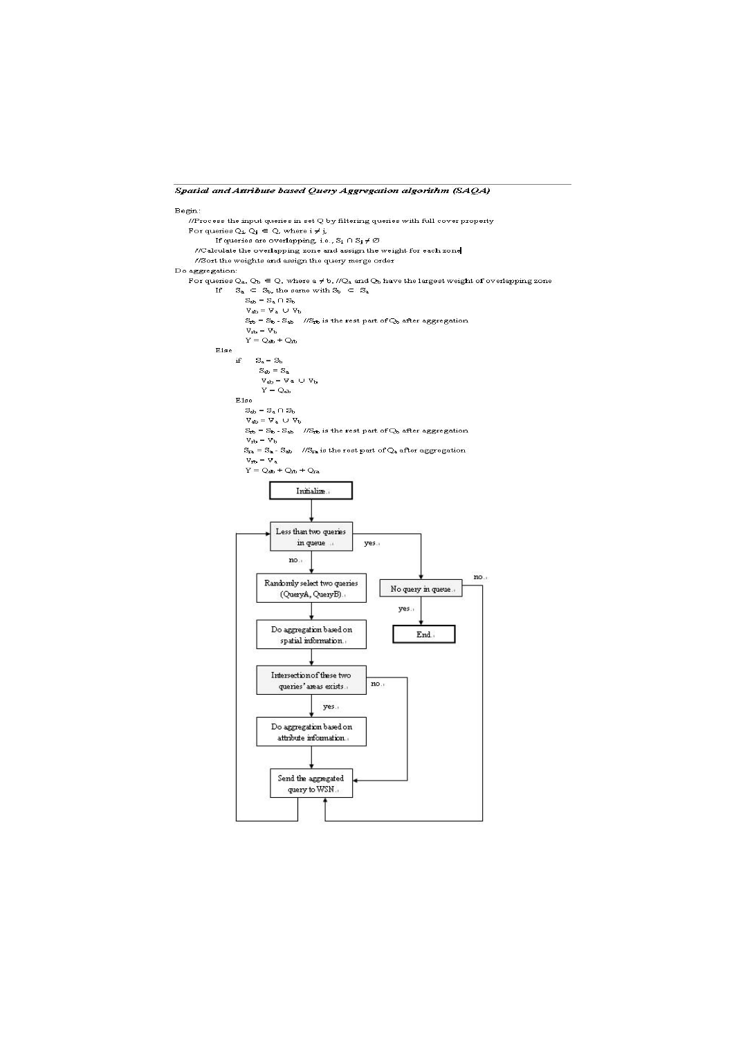***Spatial and Attribute based Query Aggregation algorithm (SAQA)***

```
Begin:
    //Process the input queries in set Q by filtering queries with full cover property
    For queries Qi, Qj ∈ Q, where i ≠ j,
            If queries are overlapping, i.e., Si ∩ Sj ≠ ∅
      //Calculate the overlapping zone and assign the weight for each zone
      //Sort the weights and assign the query merge order
Do aggregation:
    For queries Qa, Qb ∈ Q, where a ≠ b, //Qa and Qb have the largest weight of overlapping zone
            If    Sa ⊂ Sb, the same with Sb ⊂ Sa
                    Sab = Sa ∩ Sb
                    Vab = Va ∪ Vb
                    Srb = Sb - Sab    //Srb is the rest part of Qb after aggregation
                    Vrb = Vb
                    Y = Qab + Qrb
            Else
                if    Sa = Sb
                      Sab = Sa
                      Vab = Va ∪ Vb
                      Y = Qab
                Else
                    Sab = Sa ∩ Sb
                    Vab = Va ∪ Vb
                    Srb = Sb - Sab    //Srb is the rest part of Qb after aggregation
                    Vrb = Vb
                    Sra = Sa - Sab    //Sra is the rest part of Qa after aggregation
                    Vrb = Va
                    Y = Qab + Qrb + Qra
```

```
Initialize
   |
   v
Less than two queries in queue --yes--> No query in queue --yes--> End
   | no                                        | no --> Send the aggregated query to WSN
   v
Randomly select two queries (QueryA, QueryB)
   |
   v
Do aggregation based on spatial information
   |
   v
Intersection of these two queries' areas exists --no--> Send the aggregated query to WSN
   | yes
   v
Do aggregation based on attribute information
   |
   v
Send the aggregated query to WSN --> (back to) Less than two queries in queue
```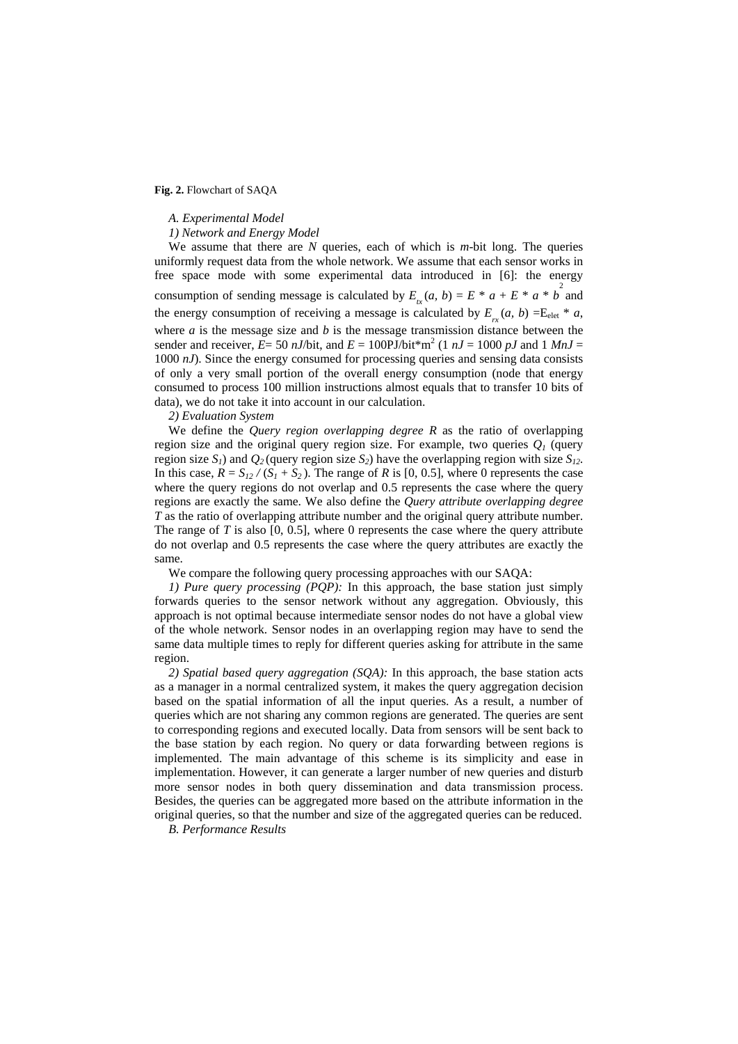**Fig. 2.** Flowchart of SAQA

*A. Experimental Model*

*1) Network and Energy Model*

We assume that there are $N$ queries, each of which is $m$-bit long. The queries uniformly request data from the whole network. We assume that each sensor works in free space mode with some experimental data introduced in [6]: the energy consumption of sending message is calculated by $E_{tx}(a, b) = E * a + E * a * b^2$ and the energy consumption of receiving a message is calculated by $E_{rx}(a, b) = E_{elet} * a$, where $a$ is the message size and $b$ is the message transmission distance between the sender and receiver, $E$= 50 $nJ$/bit, and $E$ = 100PJ/bit*m$^2$ (1 $nJ$ = 1000 $pJ$ and 1 $MnJ$ = 1000 $nJ$). Since the energy consumed for processing queries and sensing data consists of only a very small portion of the overall energy consumption (node that energy consumed to process 100 million instructions almost equals that to transfer 10 bits of data), we do not take it into account in our calculation.

*2) Evaluation System*

We define the *Query region overlapping degree R* as the ratio of overlapping region size and the original query region size. For example, two queries $Q_1$ (query region size $S_1$) and $Q_2$ (query region size $S_2$) have the overlapping region with size $S_{12}$. In this case, $R = S_{12} / (S_1 + S_2)$. The range of $R$ is [0, 0.5], where 0 represents the case where the query regions do not overlap and 0.5 represents the case where the query regions are exactly the same. We also define the *Query attribute overlapping degree T* as the ratio of overlapping attribute number and the original query attribute number. The range of $T$ is also [0, 0.5], where 0 represents the case where the query attribute do not overlap and 0.5 represents the case where the query attributes are exactly the same.

We compare the following query processing approaches with our SAQA:

*1) Pure query processing (PQP):* In this approach, the base station just simply forwards queries to the sensor network without any aggregation. Obviously, this approach is not optimal because intermediate sensor nodes do not have a global view of the whole network. Sensor nodes in an overlapping region may have to send the same data multiple times to reply for different queries asking for attribute in the same region.

*2) Spatial based query aggregation (SQA):* In this approach, the base station acts as a manager in a normal centralized system, it makes the query aggregation decision based on the spatial information of all the input queries. As a result, a number of queries which are not sharing any common regions are generated. The queries are sent to corresponding regions and executed locally. Data from sensors will be sent back to the base station by each region. No query or data forwarding between regions is implemented. The main advantage of this scheme is its simplicity and ease in implementation. However, it can generate a larger number of new queries and disturb more sensor nodes in both query dissemination and data transmission process. Besides, the queries can be aggregated more based on the attribute information in the original queries, so that the number and size of the aggregated queries can be reduced.

*B. Performance Results*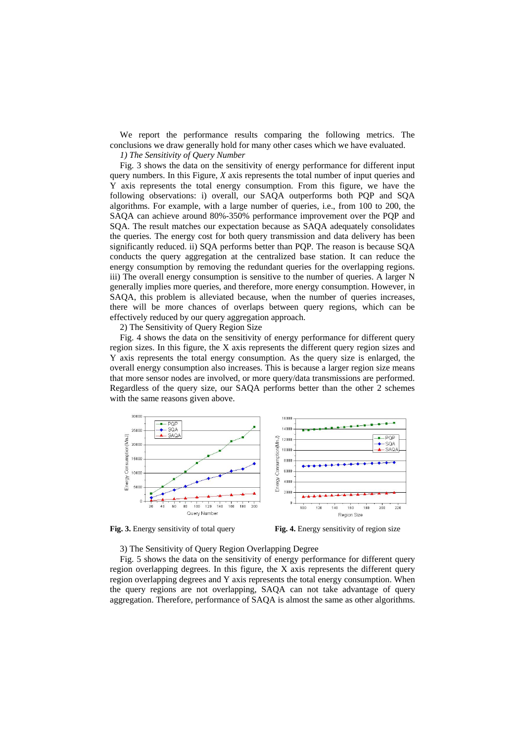We report the performance results comparing the following metrics. The conclusions we draw generally hold for many other cases which we have evaluated.

*1) The Sensitivity of Query Number*

Fig. 3 shows the data on the sensitivity of energy performance for different input query numbers. In this Figure, *X* axis represents the total number of input queries and Y axis represents the total energy consumption. From this figure, we have the following observations: i) overall, our SAQA outperforms both PQP and SQA algorithms. For example, with a large number of queries, i.e., from 100 to 200, the SAQA can achieve around 80%-350% performance improvement over the PQP and SQA. The result matches our expectation because as SAQA adequately consolidates the queries. The energy cost for both query transmission and data delivery has been significantly reduced. ii) SQA performs better than PQP. The reason is because SQA conducts the query aggregation at the centralized base station. It can reduce the energy consumption by removing the redundant queries for the overlapping regions. iii) The overall energy consumption is sensitive to the number of queries. A larger N generally implies more queries, and therefore, more energy consumption. However, in SAQA, this problem is alleviated because, when the number of queries increases, there will be more chances of overlaps between query regions, which can be effectively reduced by our query aggregation approach.

2) The Sensitivity of Query Region Size

Fig. 4 shows the data on the sensitivity of energy performance for different query region sizes. In this figure, the X axis represents the different query region sizes and Y axis represents the total energy consumption. As the query size is enlarged, the overall energy consumption also increases. This is because a larger region size means that more sensor nodes are involved, or more query/data transmissions are performed. Regardless of the query size, our SAQA performs better than the other 2 schemes with the same reasons given above.

PQP
SQA
SAQA
Energy Consumption [Mn.J]
0
5000
10000
15000
20000
25000
30000
20 40 60 80 100 120 140 160 180 200
Query Number

**Fig. 3.** Energy sensitivity of total query

PQP
SQA
SAQA
Energy Consumption[Mn.J]
0
2000
4000
6000
8000
10000
12000
14000
16000
100 120 140 160 180 200 220
Region Size

**Fig. 4.** Energy sensitivity of region size

3) The Sensitivity of Query Region Overlapping Degree

Fig. 5 shows the data on the sensitivity of energy performance for different query region overlapping degrees. In this figure, the X axis represents the different query region overlapping degrees and Y axis represents the total energy consumption. When the query regions are not overlapping, SAQA can not take advantage of query aggregation. Therefore, performance of SAQA is almost the same as other algorithms.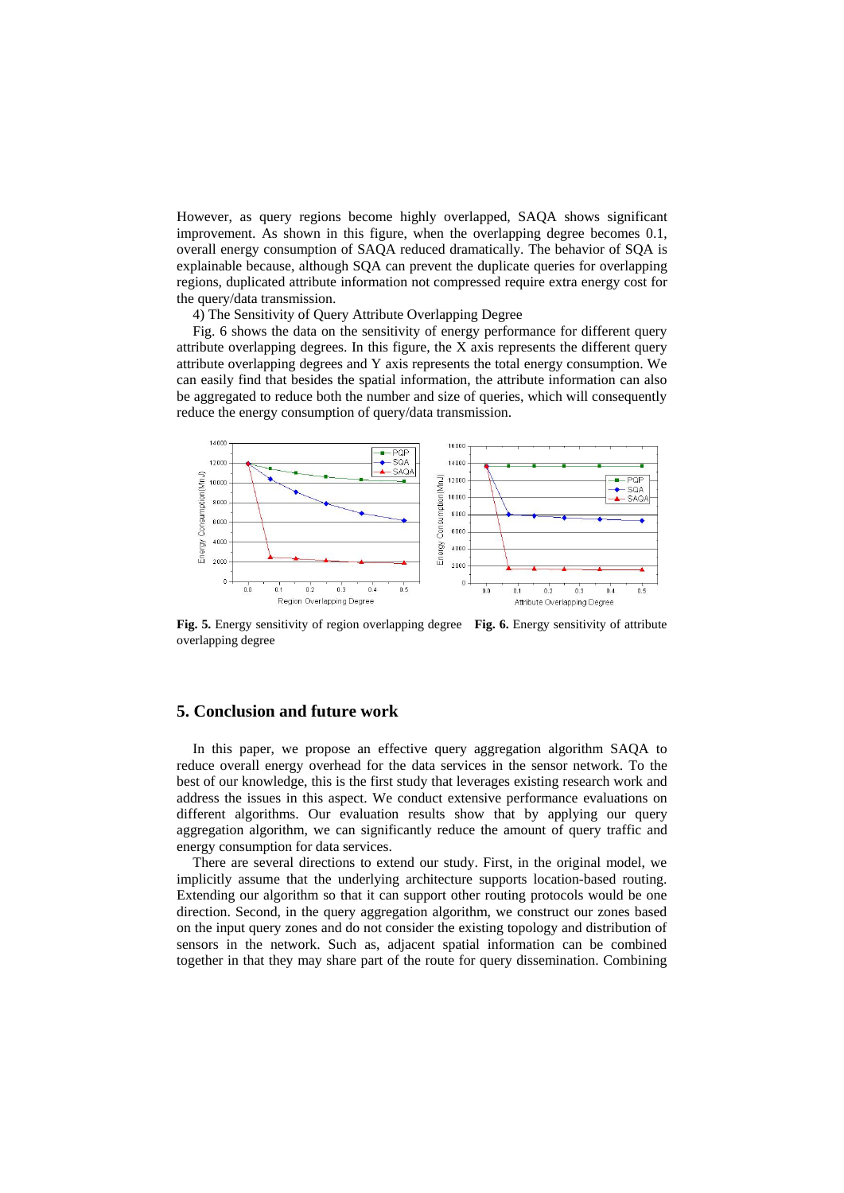However, as query regions become highly overlapped, SAQA shows significant improvement. As shown in this figure, when the overlapping degree becomes 0.1, overall energy consumption of SAQA reduced dramatically. The behavior of SQA is explainable because, although SQA can prevent the duplicate queries for overlapping regions, duplicated attribute information not compressed require extra energy cost for the query/data transmission.

4) The Sensitivity of Query Attribute Overlapping Degree

Fig. 6 shows the data on the sensitivity of energy performance for different query attribute overlapping degrees. In this figure, the X axis represents the different query attribute overlapping degrees and Y axis represents the total energy consumption. We can easily find that besides the spatial information, the attribute information can also be aggregated to reduce both the number and size of queries, which will consequently reduce the energy consumption of query/data transmission.

PQP
SQA
SAQA
Energy Consumption (MnJ)
14000
12000
10000
8000
6000
4000
2000
0
0.0 0.1 0.2 0.3 0.4 0.5
Region Overlapping Degree

PQP
SQA
SAQA
Energy Consumption (MnJ)
16000
14000
12000
10000
8000
6000
4000
2000
0
0.0 0.1 0.2 0.3 0.4 0.5
Attribute Overlapping Degree

**Fig. 5.** Energy sensitivity of region overlapping degree **Fig. 6.** Energy sensitivity of attribute overlapping degree

## 5. Conclusion and future work

In this paper, we propose an effective query aggregation algorithm SAQA to reduce overall energy overhead for the data services in the sensor network. To the best of our knowledge, this is the first study that leverages existing research work and address the issues in this aspect. We conduct extensive performance evaluations on different algorithms. Our evaluation results show that by applying our query aggregation algorithm, we can significantly reduce the amount of query traffic and energy consumption for data services.

There are several directions to extend our study. First, in the original model, we implicitly assume that the underlying architecture supports location-based routing. Extending our algorithm so that it can support other routing protocols would be one direction. Second, in the query aggregation algorithm, we construct our zones based on the input query zones and do not consider the existing topology and distribution of sensors in the network. Such as, adjacent spatial information can be combined together in that they may share part of the route for query dissemination. Combining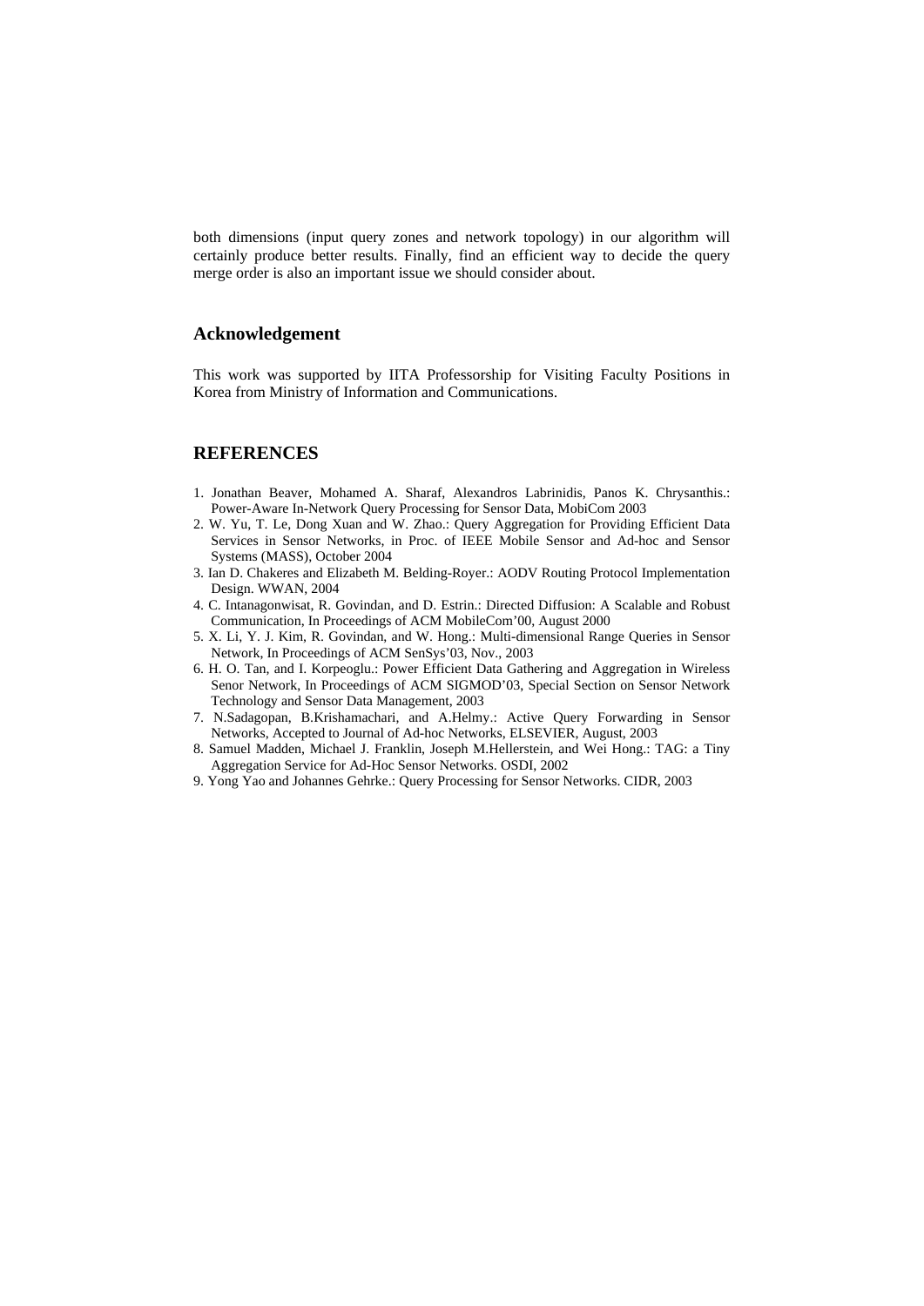both dimensions (input query zones and network topology) in our algorithm will certainly produce better results. Finally, find an efficient way to decide the query merge order is also an important issue we should consider about.

## Acknowledgement

This work was supported by IITA Professorship for Visiting Faculty Positions in Korea from Ministry of Information and Communications.

## REFERENCES

1. Jonathan Beaver, Mohamed A. Sharaf, Alexandros Labrinidis, Panos K. Chrysanthis.: Power-Aware In-Network Query Processing for Sensor Data, MobiCom 2003
2. W. Yu, T. Le, Dong Xuan and W. Zhao.: Query Aggregation for Providing Efficient Data Services in Sensor Networks, in Proc. of IEEE Mobile Sensor and Ad-hoc and Sensor Systems (MASS), October 2004
3. Ian D. Chakeres and Elizabeth M. Belding-Royer.: AODV Routing Protocol Implementation Design. WWAN, 2004
4. C. Intanagonwisat, R. Govindan, and D. Estrin.: Directed Diffusion: A Scalable and Robust Communication, In Proceedings of ACM MobileCom'00, August 2000
5. X. Li, Y. J. Kim, R. Govindan, and W. Hong.: Multi-dimensional Range Queries in Sensor Network, In Proceedings of ACM SenSys'03, Nov., 2003
6. H. O. Tan, and I. Korpeoglu.: Power Efficient Data Gathering and Aggregation in Wireless Senor Network, In Proceedings of ACM SIGMOD'03, Special Section on Sensor Network Technology and Sensor Data Management, 2003
7. N.Sadagopan, B.Krishamachari, and A.Helmy.: Active Query Forwarding in Sensor Networks, Accepted to Journal of Ad-hoc Networks, ELSEVIER, August, 2003
8. Samuel Madden, Michael J. Franklin, Joseph M.Hellerstein, and Wei Hong.: TAG: a Tiny Aggregation Service for Ad-Hoc Sensor Networks. OSDI, 2002
9. Yong Yao and Johannes Gehrke.: Query Processing for Sensor Networks. CIDR, 2003